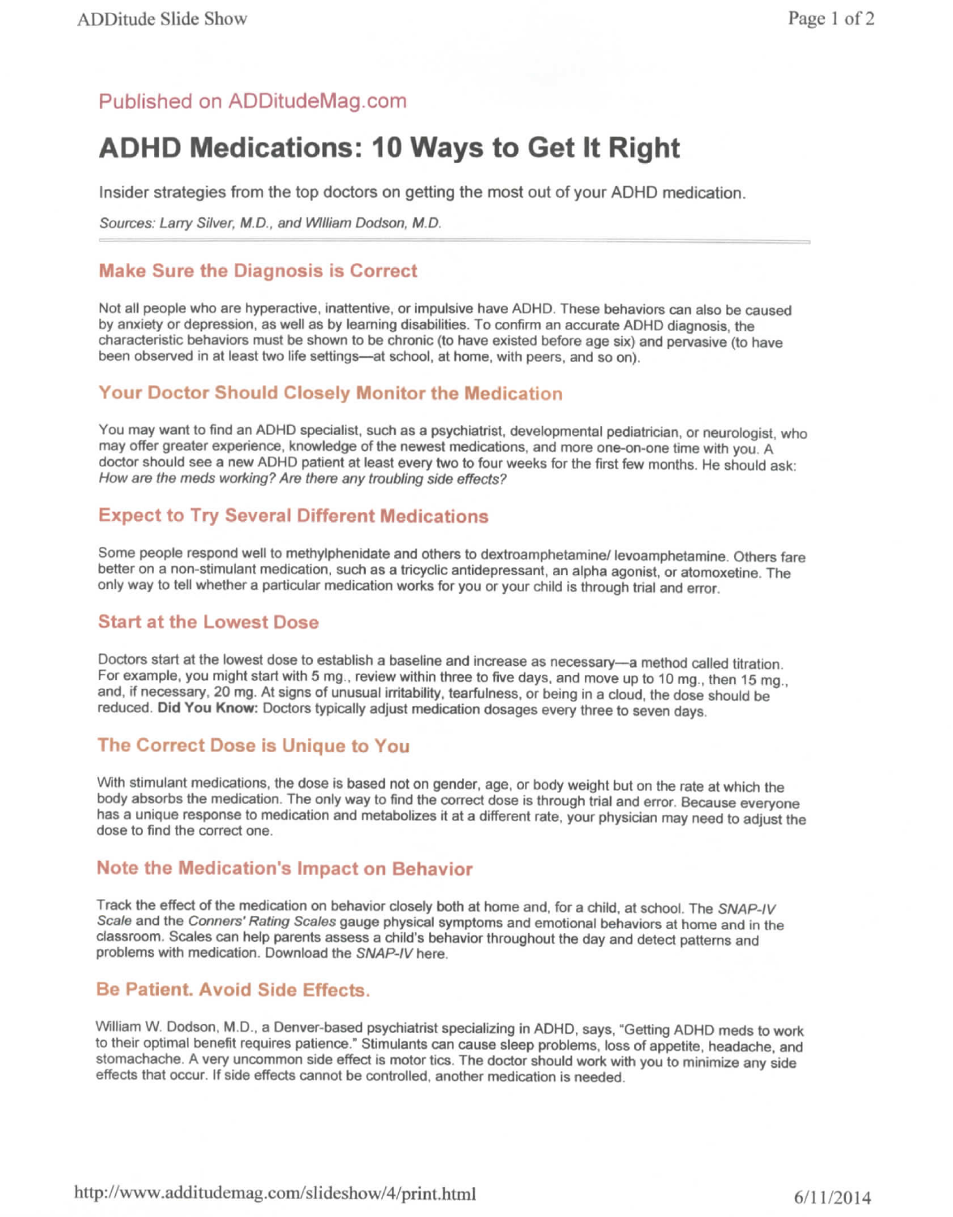Published on ADDitudeMag.com

# ADHD Medications: 10 Ways to Get It Right

Insider strategies from the top doctors on getting the most out of your ADHD medication.

*Sources: Larry Silver, M.D., and William Dodson, M.D.*

## Make Sure the Diagnosis is Correct

Not all people who are hyperactive, inattentive, or impulsive have ADHD. These behaviors can also be caused by anxiety or depression, as well as by learning disabilities. To confirm an accurate ADHD diagnosis, the characteristic behaviors must be shown to be chronic (to have existed before age six) and pervasive (to have been observed in at least two life settings—at school, at home, with peers, and so on).

## Your Doctor Should Closely Monitor the Medication

You may want to find an ADHD specialist, such as a psychiatrist, developmental pediatrician, or neurologist, who may offer greater experience, knowledge of the newest medications, and more one-on-one time with you. A doctor should see a new ADHD patient at least every two to four weeks for the first few months. He should ask: *How are the meds working? Are there any troubling side effects?*

## Expect to Try Several Different Medications

Some people respond well to methylphenidate and others to dextroamphetamine/ levoamphetamine. Others fare better on a non-stimulant medication, such as a tricyclic antidepressant, an alpha agonist, or atomoxetine. The only way to tell whether a particular medication works for you or your child is through trial and error.

## Start at the Lowest Dose

Doctors start at the lowest dose to establish a baseline and increase as necessary—a method called titration. For example, you might start with 5 mg., review within three to five days, and move up to 10 mg., then 15 mg., and, if necessary, 20 mg. At signs of unusual irritability, tearfulness, or being in a cloud, the dose should be reduced. **Did You Know:** Doctors typically adjust medication dosages every three to seven days.

## The Correct Dose is Unique to You

With stimulant medications, the dose is based not on gender, age, or body weight but on the rate at which the body absorbs the medication. The only way to find the correct dose is through trial and error. Because everyone has a unique response to medication and metabolizes it at a different rate, your physician may need to adjust the dose to find the correct one.

## Note the Medication's Impact on Behavior

Track the effect of the medication on behavior closely both at home and, for a child, at school. The *SNAP-IV Scale* and the *Conners' Rating Scales* gauge physical symptoms and emotional behaviors at home and in the classroom. Scales can help parents assess a child's behavior throughout the day and detect patterns and problems with medication. Download the *SNAP-IV* here.

## Be Patient. Avoid Side Effects.

William W. Dodson, M.D., a Denver-based psychiatrist specializing in ADHD, says, "Getting ADHD meds to work to their optimal benefit requires patience." Stimulants can cause sleep problems, loss of appetite, headache, and stomachache. A very uncommon side effect is motor tics. The doctor should work with you to minimize any side effects that occur. If side effects cannot be controlled, another medication is needed.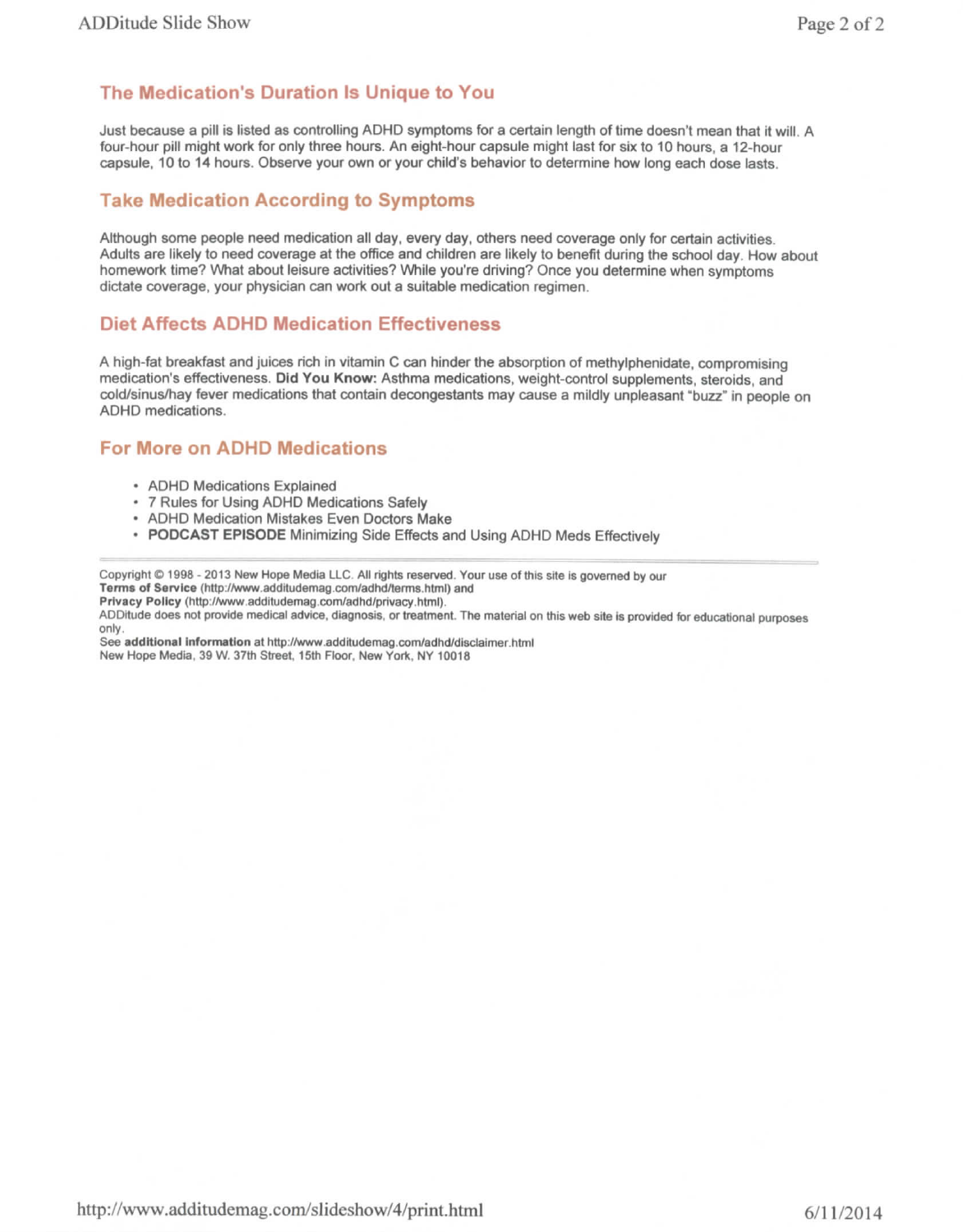## The Medication's Duration Is Unique to You

Just because a pill is listed as controlling ADHD symptoms for a certain length of time doesn't mean that it will. A four-hour pill might work for only three hours. An eight-hour capsule might last for six to 10 hours, a 12-hour capsule, 10 to 14 hours. Observe your own or your child's behavior to determine how long each dose lasts.

## Take Medication According to Symptoms

Although some people need medication all day, every day, others need coverage only for certain activities. Adults are likely to need coverage at the office and children are likely to benefit during the school day. How about homework time? What about leisure activities? While you're driving? Once you determine when symptoms dictate coverage, your physician can work out a suitable medication regimen.

## Diet Affects ADHD Medication Effectiveness

A high-fat breakfast and juices rich in vitamin C can hinder the absorption of methylphenidate, compromising medication's effectiveness. **Did You Know:** Asthma medications, weight-control supplements, steroids, and cold/sinus/hay fever medications that contain decongestants may cause a mildly unpleasant "buzz" in people on ADHD medications.

## For More on ADHD Medications

- ADHD Medications Explained
- 7 Rules for Using ADHD Medications Safely
- ADHD Medication Mistakes Even Doctors Make
- **PODCAST EPISODE** Minimizing Side Effects and Using ADHD Meds Effectively

---

Copyright © 1998 - 2013 New Hope Media LLC. All rights reserved. Your use of this site is governed by our **Terms of Service** (http://www.additudemag.com/adhd/terms.html) and **Privacy Policy** (http://www.additudemag.com/adhd/privacy.html).
ADDitude does not provide medical advice, diagnosis, or treatment. The material on this web site is provided for educational purposes only.
See **additional information** at http://www.additudemag.com/adhd/disclaimer.html
New Hope Media, 39 W. 37th Street, 15th Floor, New York, NY 10018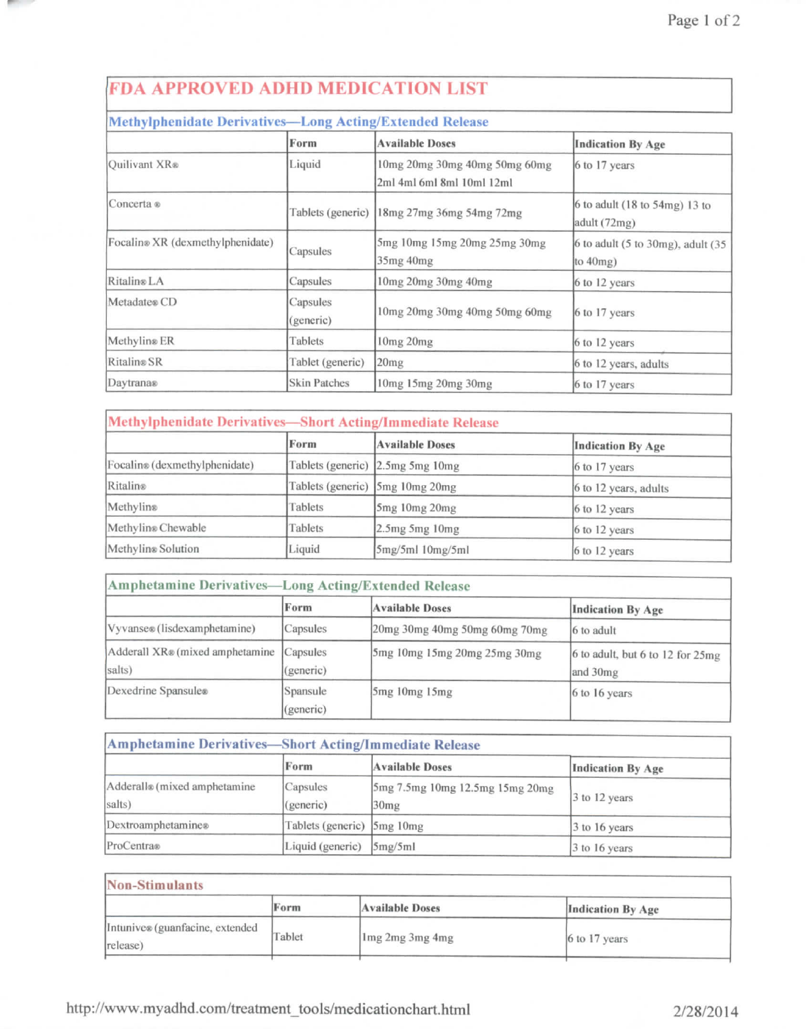# FDA APPROVED ADHD MEDICATION LIST

## Methylphenidate Derivatives—Long Acting/Extended Release

| | Form | Available Doses | Indication By Age |
|---|---|---|---|
| Quilivant XR® | Liquid | 10mg 20mg 30mg 40mg 50mg 60mg 2ml 4ml 6ml 8ml 10ml 12ml | 6 to 17 years |
| Concerta ® | Tablets (generic) | 18mg 27mg 36mg 54mg 72mg | 6 to adult (18 to 54mg) 13 to adult (72mg) |
| Focalin® XR (dexmethylphenidate) | Capsules | 5mg 10mg 15mg 20mg 25mg 30mg 35mg 40mg | 6 to adult (5 to 30mg), adult (35 to 40mg) |
| Ritalin® LA | Capsules | 10mg 20mg 30mg 40mg | 6 to 12 years |
| Metadate® CD | Capsules (generic) | 10mg 20mg 30mg 40mg 50mg 60mg | 6 to 17 years |
| Methylin® ER | Tablets | 10mg 20mg | 6 to 12 years |
| Ritalin® SR | Tablet (generic) | 20mg | 6 to 12 years, adults |
| Daytrana® | Skin Patches | 10mg 15mg 20mg 30mg | 6 to 17 years |

## Methylphenidate Derivatives—Short Acting/Immediate Release

| | Form | Available Doses | Indication By Age |
|---|---|---|---|
| Focalin® (dexmethylphenidate) | Tablets (generic) | 2.5mg 5mg 10mg | 6 to 17 years |
| Ritalin® | Tablets (generic) | 5mg 10mg 20mg | 6 to 12 years, adults |
| Methylin® | Tablets | 5mg 10mg 20mg | 6 to 12 years |
| Methylin® Chewable | Tablets | 2.5mg 5mg 10mg | 6 to 12 years |
| Methylin® Solution | Liquid | 5mg/5ml 10mg/5ml | 6 to 12 years |

## Amphetamine Derivatives—Long Acting/Extended Release

| | Form | Available Doses | Indication By Age |
|---|---|---|---|
| Vyvanse® (lisdexamphetamine) | Capsules | 20mg 30mg 40mg 50mg 60mg 70mg | 6 to adult |
| Adderall XR® (mixed amphetamine salts) | Capsules (generic) | 5mg 10mg 15mg 20mg 25mg 30mg | 6 to adult, but 6 to 12 for 25mg and 30mg |
| Dexedrine Spansule® | Spansule (generic) | 5mg 10mg 15mg | 6 to 16 years |

## Amphetamine Derivatives—Short Acting/Immediate Release

| | Form | Available Doses | Indication By Age |
|---|---|---|---|
| Adderall® (mixed amphetamine salts) | Capsules (generic) | 5mg 7.5mg 10mg 12.5mg 15mg 20mg 30mg | 3 to 12 years |
| Dextroamphetamine® | Tablets (generic) | 5mg 10mg | 3 to 16 years |
| ProCentra® | Liquid (generic) | 5mg/5ml | 3 to 16 years |

## Non-Stimulants

| | Form | Available Doses | Indication By Age |
|---|---|---|---|
| Intunive® (guanfacine, extended release) | Tablet | 1mg 2mg 3mg 4mg | 6 to 17 years |

http://www.myadhd.com/treatment_tools/medicationchart.html 2/28/2014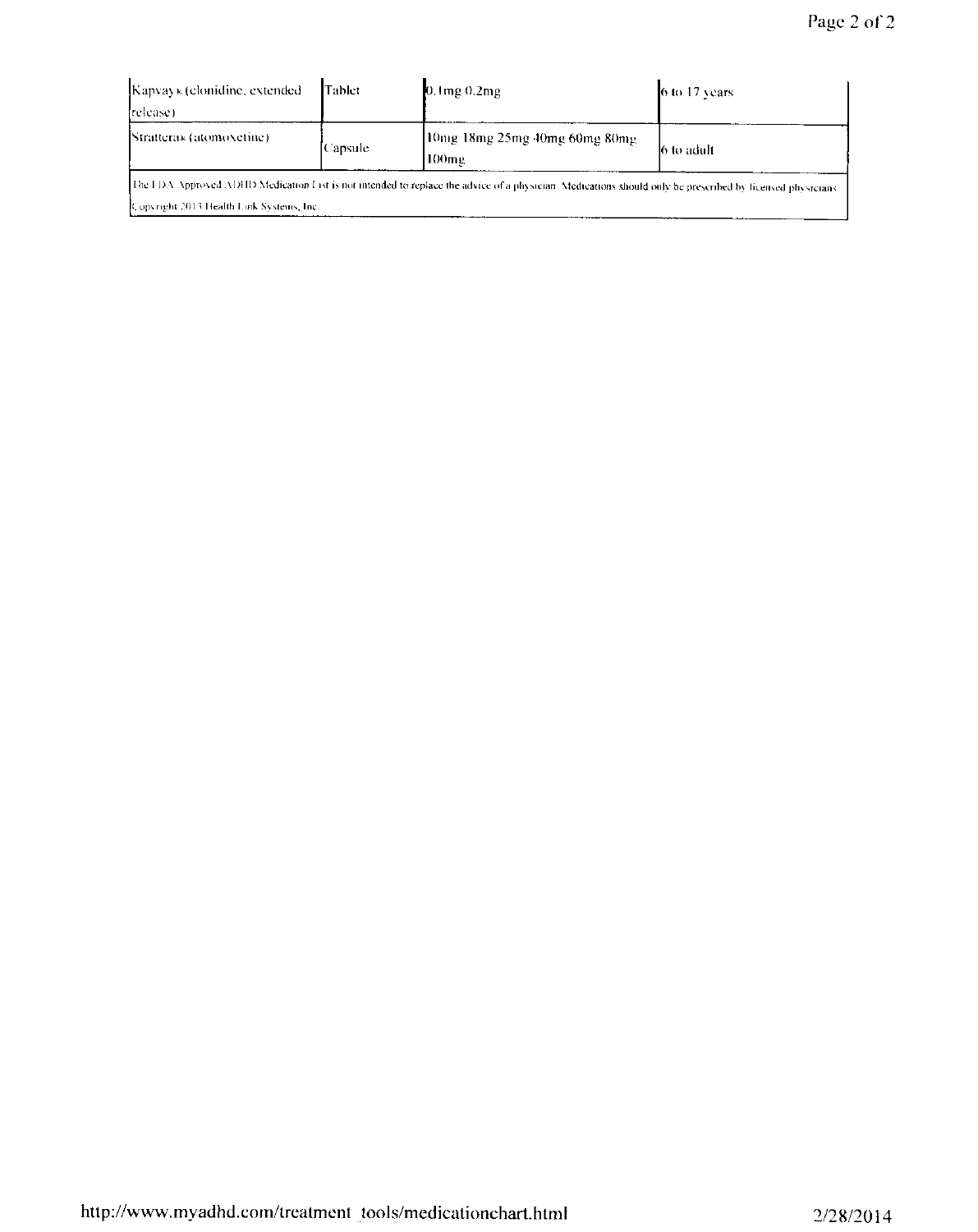| | | | |
|---|---|---|---|
| Kapvay® (clonidine, extended release) | Tablet | 0.1mg 0.2mg | 6 to 17 years |
| Strattera® (atomoxetine) | Capsule | 10mg 18mg 25mg 40mg 60mg 80mg 100mg | 6 to adult |

The FDA Approved ADHD Medication List is not intended to replace the advice of a physician. Medications should only be prescribed by licensed physicians.
Copyright 2013 Health Link Systems, Inc.

http://www.myadhd.com/treatment_tools/medicationchart.html 2/28/2014